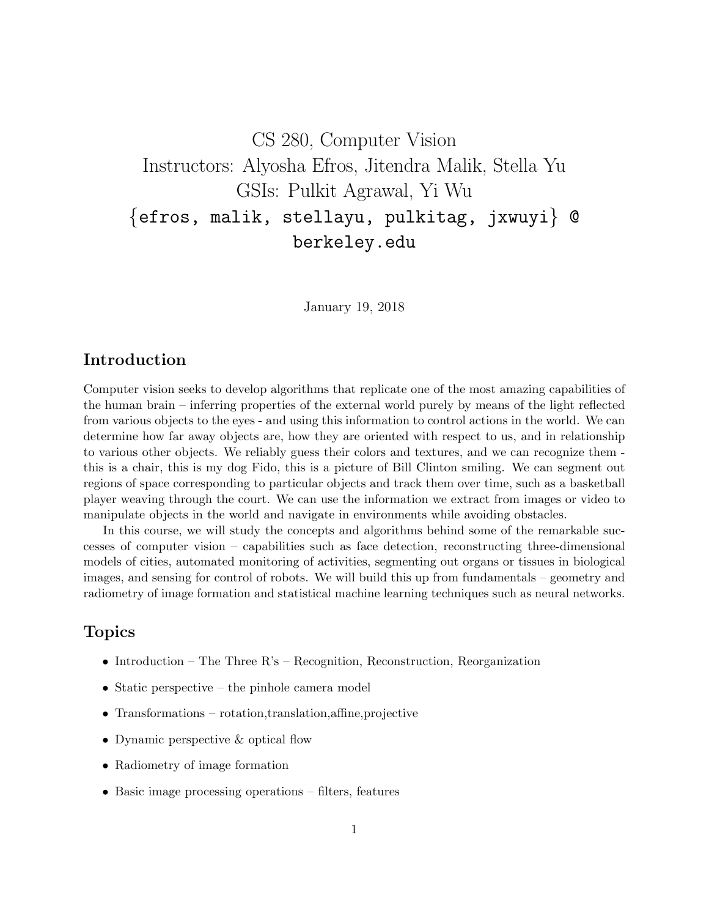# CS 280, Computer Vision

Instructors: Alyosha Efros, Jitendra Malik, Stella Yu

GSIs: Pulkit Agrawal, Yi Wu

{efros, malik, stellayu, pulkitag, jxwuyi} @ berkeley.edu

January 19, 2018

## Introduction

Computer vision seeks to develop algorithms that replicate one of the most amazing capabilities of the human brain – inferring properties of the external world purely by means of the light reflected from various objects to the eyes - and using this information to control actions in the world. We can determine how far away objects are, how they are oriented with respect to us, and in relationship to various other objects. We reliably guess their colors and textures, and we can recognize them - this is a chair, this is my dog Fido, this is a picture of Bill Clinton smiling. We can segment out regions of space corresponding to particular objects and track them over time, such as a basketball player weaving through the court. We can use the information we extract from images or video to manipulate objects in the world and navigate in environments while avoiding obstacles.

In this course, we will study the concepts and algorithms behind some of the remarkable successes of computer vision – capabilities such as face detection, reconstructing three-dimensional models of cities, automated monitoring of activities, segmenting out organs or tissues in biological images, and sensing for control of robots. We will build this up from fundamentals – geometry and radiometry of image formation and statistical machine learning techniques such as neural networks.

## Topics

- Introduction – The Three R's – Recognition, Reconstruction, Reorganization
- Static perspective – the pinhole camera model
- Transformations – rotation,translation,affine,projective
- Dynamic perspective & optical flow
- Radiometry of image formation
- Basic image processing operations – filters, features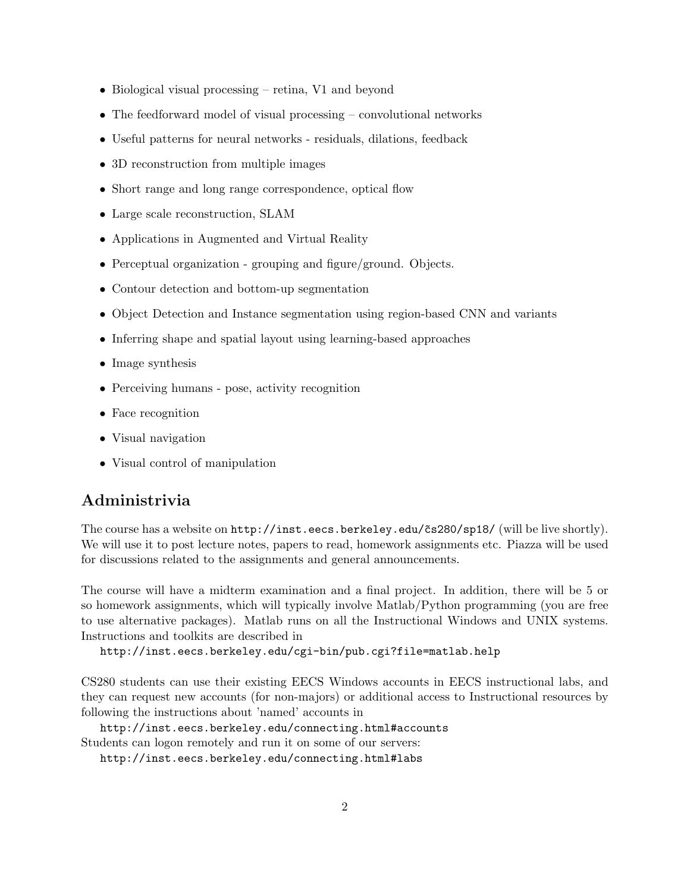- Biological visual processing – retina, V1 and beyond
- The feedforward model of visual processing – convolutional networks
- Useful patterns for neural networks - residuals, dilations, feedback
- 3D reconstruction from multiple images
- Short range and long range correspondence, optical flow
- Large scale reconstruction, SLAM
- Applications in Augmented and Virtual Reality
- Perceptual organization - grouping and figure/ground. Objects.
- Contour detection and bottom-up segmentation
- Object Detection and Instance segmentation using region-based CNN and variants
- Inferring shape and spatial layout using learning-based approaches
- Image synthesis
- Perceiving humans - pose, activity recognition
- Face recognition
- Visual navigation
- Visual control of manipulation

## Administrivia

The course has a website on `http://inst.eecs.berkeley.edu/čs280/sp18/` (will be live shortly). We will use it to post lecture notes, papers to read, homework assignments etc. Piazza will be used for discussions related to the assignments and general announcements.

The course will have a midterm examination and a final project. In addition, there will be 5 or so homework assignments, which will typically involve Matlab/Python programming (you are free to use alternative packages). Matlab runs on all the Instructional Windows and UNIX systems. Instructions and toolkits are described in

`http://inst.eecs.berkeley.edu/cgi-bin/pub.cgi?file=matlab.help`

CS280 students can use their existing EECS Windows accounts in EECS instructional labs, and they can request new accounts (for non-majors) or additional access to Instructional resources by following the instructions about 'named' accounts in

`http://inst.eecs.berkeley.edu/connecting.html#accounts`

Students can logon remotely and run it on some of our servers:

`http://inst.eecs.berkeley.edu/connecting.html#labs`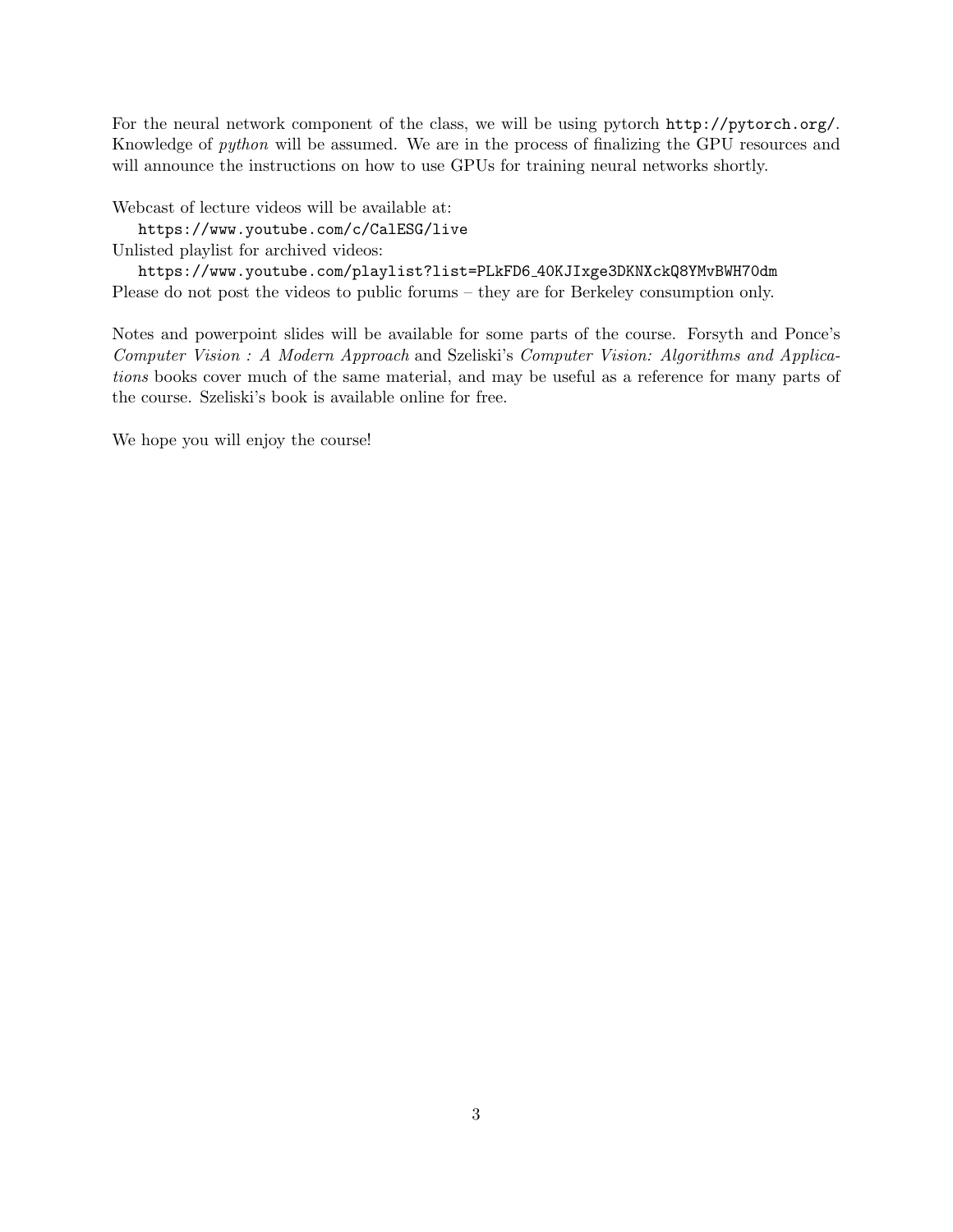For the neural network component of the class, we will be using pytorch `http://pytorch.org/`. Knowledge of *python* will be assumed. We are in the process of finalizing the GPU resources and will announce the instructions on how to use GPUs for training neural networks shortly.

Webcast of lecture videos will be available at:
 `https://www.youtube.com/c/CalESG/live`
Unlisted playlist for archived videos:
 `https://www.youtube.com/playlist?list=PLkFD6_40KJIxge3DKNXckQ8YMvBWH70dm`
Please do not post the videos to public forums – they are for Berkeley consumption only.

Notes and powerpoint slides will be available for some parts of the course. Forsyth and Ponce's *Computer Vision : A Modern Approach* and Szeliski's *Computer Vision: Algorithms and Applications* books cover much of the same material, and may be useful as a reference for many parts of the course. Szeliski's book is available online for free.

We hope you will enjoy the course!